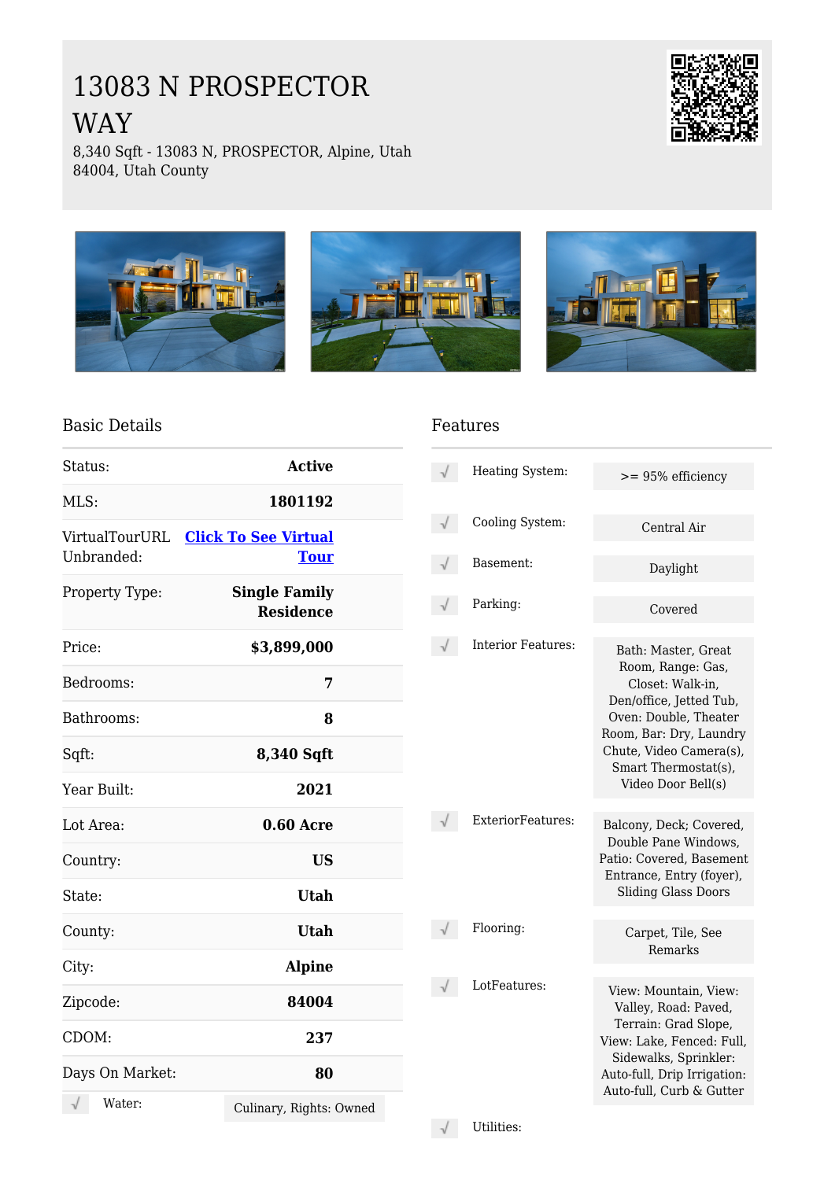# 13083 N PROSPECTOR WAY

8,340 Sqft - 13083 N, PROSPECTOR, Alpine, Utah 84004, Utah County

## Basic Details

| | |
|---|---|
| Status: | **Active** |
| MLS: | **1801192** |
| VirtualTourURL Unbranded: | **Click To See Virtual Tour** |
| Property Type: | **Single Family Residence** |
| Price: | **$3,899,000** |
| Bedrooms: | **7** |
| Bathrooms: | **8** |
| Sqft: | **8,340 Sqft** |
| Year Built: | **2021** |
| Lot Area: | **0.60 Acre** |
| Country: | **US** |
| State: | **Utah** |
| County: | **Utah** |
| City: | **Alpine** |
| Zipcode: | **84004** |
| CDOM: | **237** |
| Days On Market: | **80** |
| Water: | Culinary, Rights: Owned |

## Features

| | |
|---|---|
| Heating System: | >= 95% efficiency |
| Cooling System: | Central Air |
| Basement: | Daylight |
| Parking: | Covered |
| Interior Features: | Bath: Master, Great Room, Range: Gas, Closet: Walk-in, Den/office, Jetted Tub, Oven: Double, Theater Room, Bar: Dry, Laundry Chute, Video Camera(s), Smart Thermostat(s), Video Door Bell(s) |
| ExteriorFeatures: | Balcony, Deck; Covered, Double Pane Windows, Patio: Covered, Basement Entrance, Entry (foyer), Sliding Glass Doors |
| Flooring: | Carpet, Tile, See Remarks |
| LotFeatures: | View: Mountain, View: Valley, Road: Paved, Terrain: Grad Slope, View: Lake, Fenced: Full, Sidewalks, Sprinkler: Auto-full, Drip Irrigation: Auto-full, Curb & Gutter |
| Utilities: | |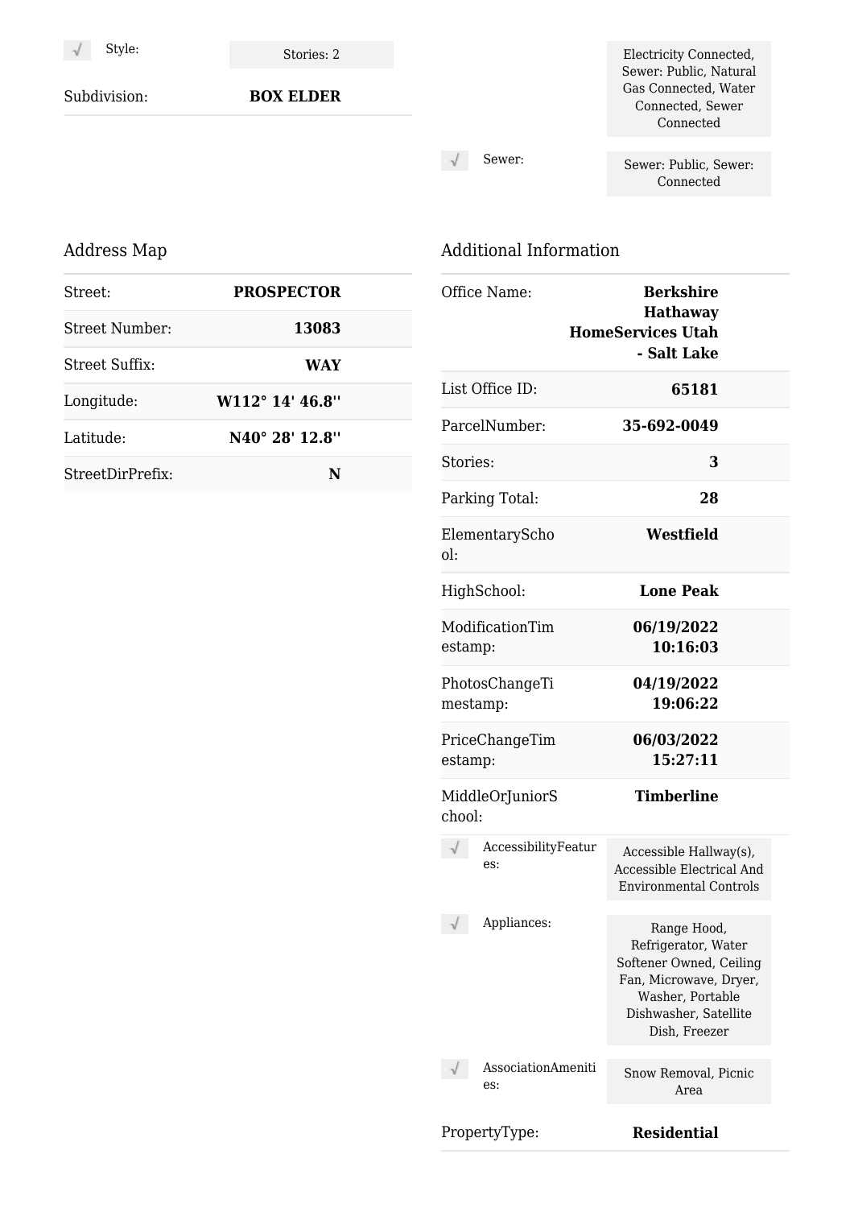| | |
|---|---|
| √ Style: | Stories: 2 |
| Subdivision: | **BOX ELDER** |

| | |
|---|---|
| | Electricity Connected, Sewer: Public, Natural Gas Connected, Water Connected, Sewer Connected |
| √ Sewer: | Sewer: Public, Sewer: Connected |

## Address Map

| | |
|---|---|
| Street: | **PROSPECTOR** |
| Street Number: | **13083** |
| Street Suffix: | **WAY** |
| Longitude: | **W112° 14' 46.8''** |
| Latitude: | **N40° 28' 12.8''** |
| StreetDirPrefix: | **N** |

## Additional Information

| | |
|---|---|
| Office Name: | **Berkshire Hathaway HomeServices Utah - Salt Lake** |
| List Office ID: | **65181** |
| ParcelNumber: | **35-692-0049** |
| Stories: | **3** |
| Parking Total: | **28** |
| ElementarySchool: | **Westfield** |
| HighSchool: | **Lone Peak** |
| ModificationTimestamp: | **06/19/2022 10:16:03** |
| PhotosChangeTimestamp: | **04/19/2022 19:06:22** |
| PriceChangeTimestamp: | **06/03/2022 15:27:11** |
| MiddleOrJuniorSchool: | **Timberline** |
| √ AccessibilityFeatures: | Accessible Hallway(s), Accessible Electrical And Environmental Controls |
| √ Appliances: | Range Hood, Refrigerator, Water Softener Owned, Ceiling Fan, Microwave, Dryer, Washer, Portable Dishwasher, Satellite Dish, Freezer |
| √ AssociationAmenities: | Snow Removal, Picnic Area |
| PropertyType: | **Residential** |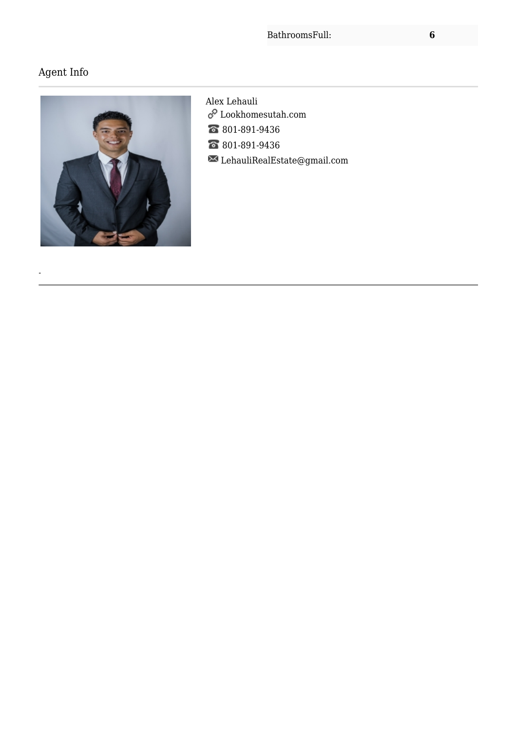| | |
|---|---|
| BathroomsFull: | **6** |

## Agent Info

Alex Lehauli

Lookhomesutah.com

801-891-9436

801-891-9436

LehauliRealEstate@gmail.com

-